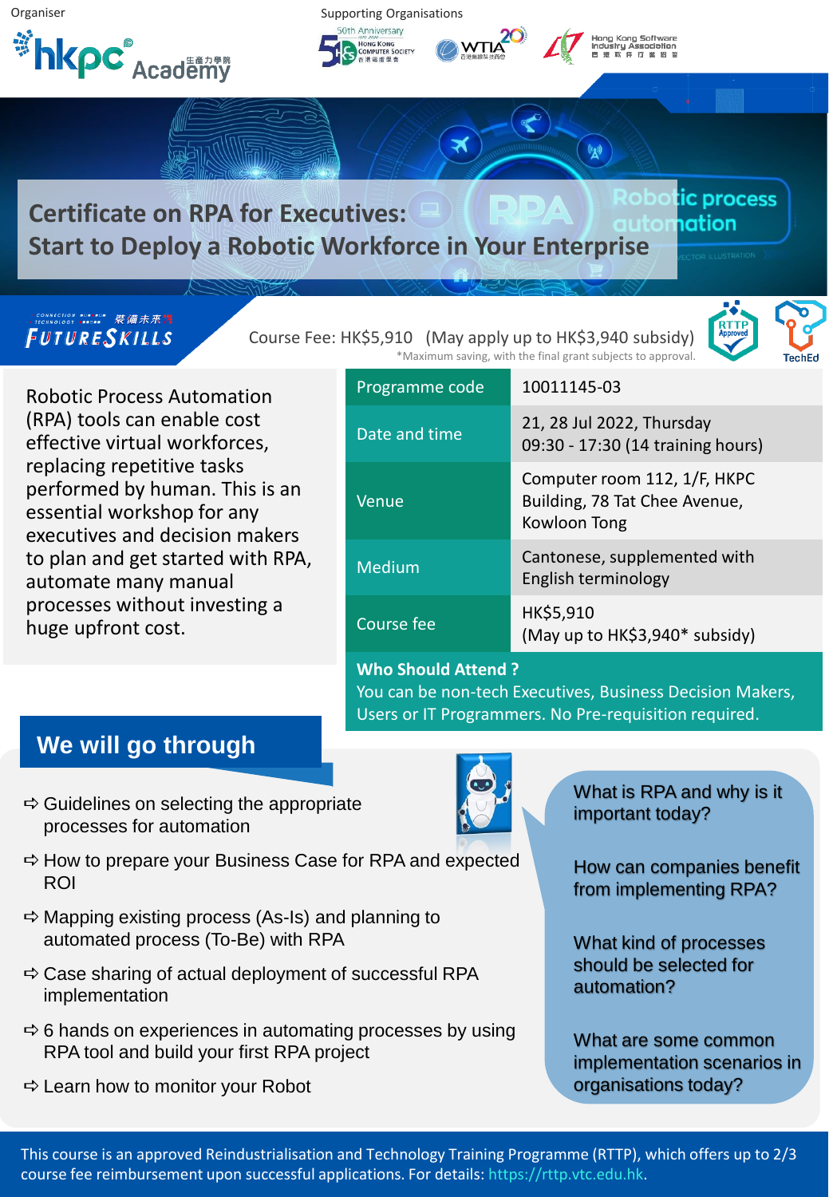Organiser

Supporting Organisations

# Certificate on RPA for Executives: Start to Deploy a Robotic Workforce in Your Enterprise

Robotic process automation

FUTURESKILLS

Course Fee: HK$5,910 (May apply up to HK$3,940 subsidy)

*Maximum saving, with the final grant subjects to approval.

Robotic Process Automation (RPA) tools can enable cost effective virtual workforces, replacing repetitive tasks performed by human. This is an essential workshop for any executives and decision makers to plan and get started with RPA, automate many manual processes without investing a huge upfront cost.

| | |
|---|---|
| Programme code | 10011145-03 |
| Date and time | 21, 28 Jul 2022, Thursday<br>09:30 - 17:30 (14 training hours) |
| Venue | Computer room 112, 1/F, HKPC Building, 78 Tat Chee Avenue, Kowloon Tong |
| Medium | Cantonese, supplemented with English terminology |
| Course fee | HK$5,910<br>(May up to HK$3,940* subsidy) |

**Who Should Attend ?**

You can be non-tech Executives, Business Decision Makers, Users or IT Programmers. No Pre-requisition required.

## We will go through

- ⇨ Guidelines on selecting the appropriate processes for automation
- ⇨ How to prepare your Business Case for RPA and expected ROI
- ⇨ Mapping existing process (As-Is) and planning to automated process (To-Be) with RPA
- ⇨ Case sharing of actual deployment of successful RPA implementation
- ⇨ 6 hands on experiences in automating processes by using RPA tool and build your first RPA project
- ⇨ Learn how to monitor your Robot

What is RPA and why is it important today?

How can companies benefit from implementing RPA?

What kind of processes should be selected for automation?

What are some common implementation scenarios in organisations today?

This course is an approved Reindustrialisation and Technology Training Programme (RTTP), which offers up to 2/3 course fee reimbursement upon successful applications. For details: https://rttp.vtc.edu.hk.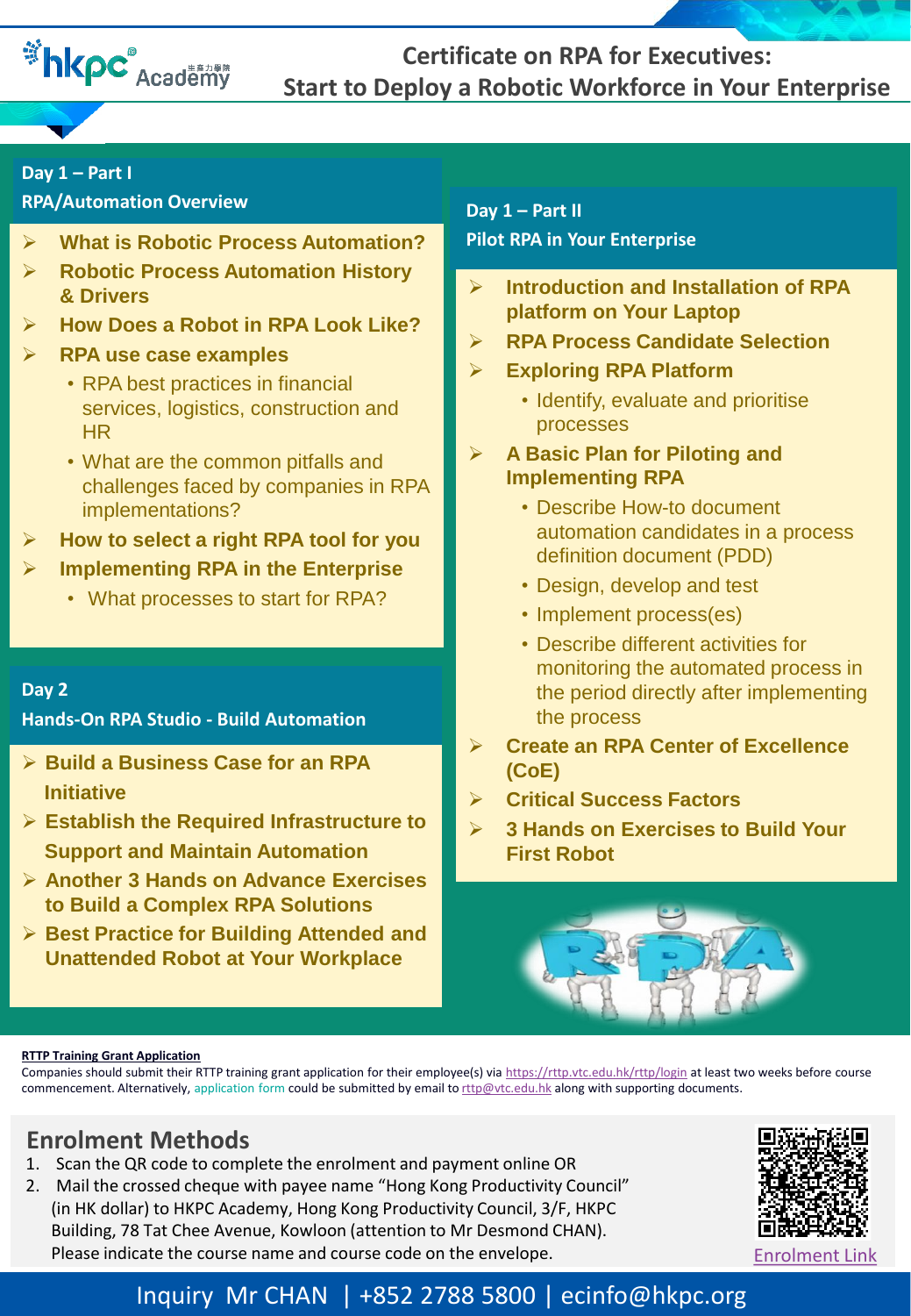# Certificate on RPA for Executives: Start to Deploy a Robotic Workforce in Your Enterprise

## Day 1 – Part I
## RPA/Automation Overview

- **What is Robotic Process Automation?**
- **Robotic Process Automation History & Drivers**
- **How Does a Robot in RPA Look Like?**
- **RPA use case examples**
  - RPA best practices in financial services, logistics, construction and HR
  - What are the common pitfalls and challenges faced by companies in RPA implementations?
- **How to select a right RPA tool for you**
- **Implementing RPA in the Enterprise**
  - What processes to start for RPA?

## Day 1 – Part II
## Pilot RPA in Your Enterprise

- **Introduction and Installation of RPA platform on Your Laptop**
- **RPA Process Candidate Selection**
- **Exploring RPA Platform**
  - Identify, evaluate and prioritise processes
- **A Basic Plan for Piloting and Implementing RPA**
  - Describe How-to document automation candidates in a process definition document (PDD)
  - Design, develop and test
  - Implement process(es)
  - Describe different activities for monitoring the automated process in the period directly after implementing the process
- **Create an RPA Center of Excellence (CoE)**
- **Critical Success Factors**
- **3 Hands on Exercises to Build Your First Robot**

## Day 2
## Hands-On RPA Studio - Build Automation

- **Build a Business Case for an RPA Initiative**
- **Establish the Required Infrastructure to Support and Maintain Automation**
- **Another 3 Hands on Advance Exercises to Build a Complex RPA Solutions**
- **Best Practice for Building Attended and Unattended Robot at Your Workplace**

**RTTP Training Grant Application**

Companies should submit their RTTP training grant application for their employee(s) via https://rttp.vtc.edu.hk/rttp/login at least two weeks before course commencement. Alternatively, application form could be submitted by email to rttp@vtc.edu.hk along with supporting documents.

## Enrolment Methods

1. Scan the QR code to complete the enrolment and payment online OR
2. Mail the crossed cheque with payee name "Hong Kong Productivity Council" (in HK dollar) to HKPC Academy, Hong Kong Productivity Council, 3/F, HKPC Building, 78 Tat Chee Avenue, Kowloon (attention to Mr Desmond CHAN). Please indicate the course name and course code on the envelope.

Enrolment Link

Inquiry Mr CHAN | +852 2788 5800 | ecinfo@hkpc.org